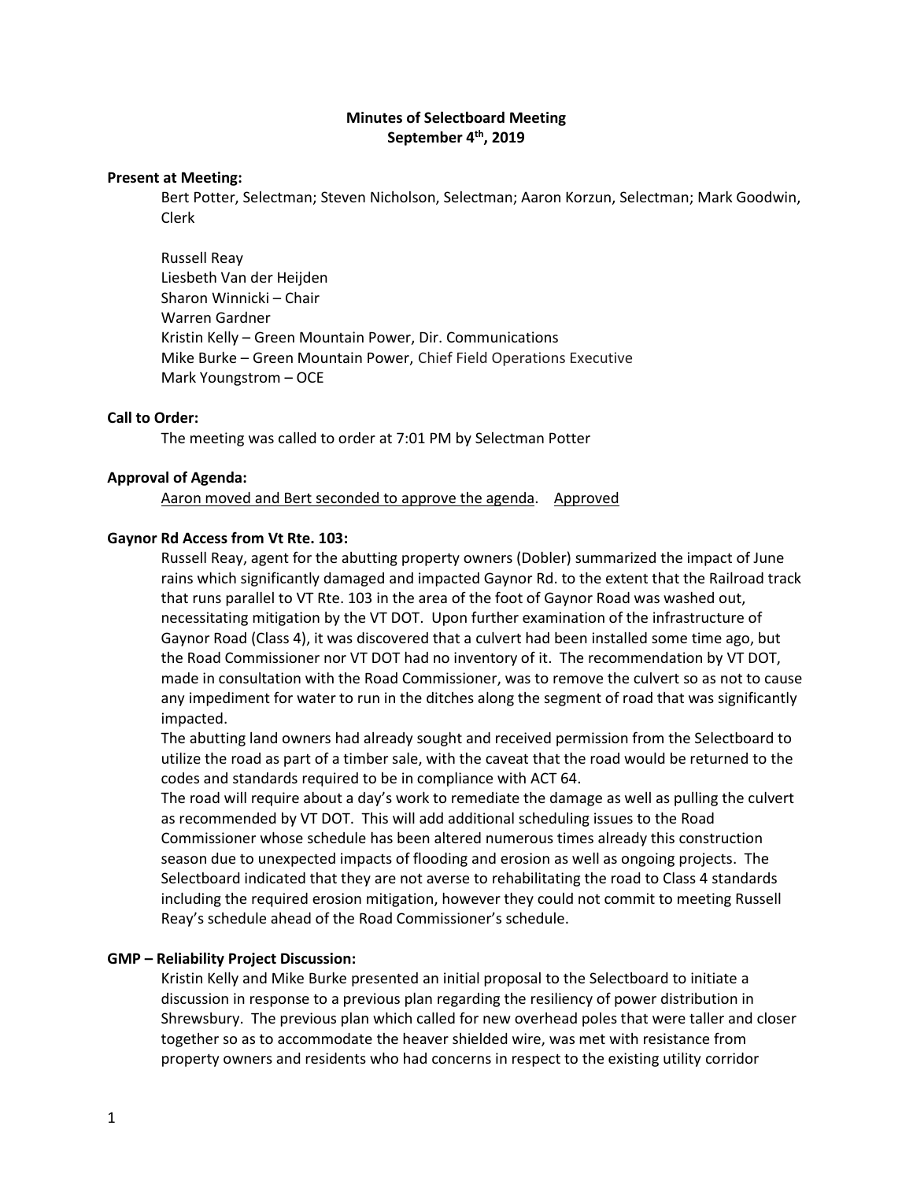# Minutes of Selectboard Meeting
## September 4th, 2019

**Present at Meeting:**

Bert Potter, Selectman; Steven Nicholson, Selectman; Aaron Korzun, Selectman; Mark Goodwin, Clerk

Russell Reay
Liesbeth Van der Heijden
Sharon Winnicki – Chair
Warren Gardner
Kristin Kelly – Green Mountain Power, Dir. Communications
Mike Burke – Green Mountain Power, Chief Field Operations Executive
Mark Youngstrom – OCE

**Call to Order:**

The meeting was called to order at 7:01 PM by Selectman Potter

**Approval of Agenda:**

<u>Aaron moved and Bert seconded to approve the agenda</u>. <u>Approved</u>

**Gaynor Rd Access from Vt Rte. 103:**

Russell Reay, agent for the abutting property owners (Dobler) summarized the impact of June rains which significantly damaged and impacted Gaynor Rd. to the extent that the Railroad track that runs parallel to VT Rte. 103 in the area of the foot of Gaynor Road was washed out, necessitating mitigation by the VT DOT. Upon further examination of the infrastructure of Gaynor Road (Class 4), it was discovered that a culvert had been installed some time ago, but the Road Commissioner nor VT DOT had no inventory of it. The recommendation by VT DOT, made in consultation with the Road Commissioner, was to remove the culvert so as not to cause any impediment for water to run in the ditches along the segment of road that was significantly impacted.

The abutting land owners had already sought and received permission from the Selectboard to utilize the road as part of a timber sale, with the caveat that the road would be returned to the codes and standards required to be in compliance with ACT 64.

The road will require about a day's work to remediate the damage as well as pulling the culvert as recommended by VT DOT. This will add additional scheduling issues to the Road Commissioner whose schedule has been altered numerous times already this construction season due to unexpected impacts of flooding and erosion as well as ongoing projects. The Selectboard indicated that they are not averse to rehabilitating the road to Class 4 standards including the required erosion mitigation, however they could not commit to meeting Russell Reay's schedule ahead of the Road Commissioner's schedule.

**GMP – Reliability Project Discussion:**

Kristin Kelly and Mike Burke presented an initial proposal to the Selectboard to initiate a discussion in response to a previous plan regarding the resiliency of power distribution in Shrewsbury. The previous plan which called for new overhead poles that were taller and closer together so as to accommodate the heaver shielded wire, was met with resistance from property owners and residents who had concerns in respect to the existing utility corridor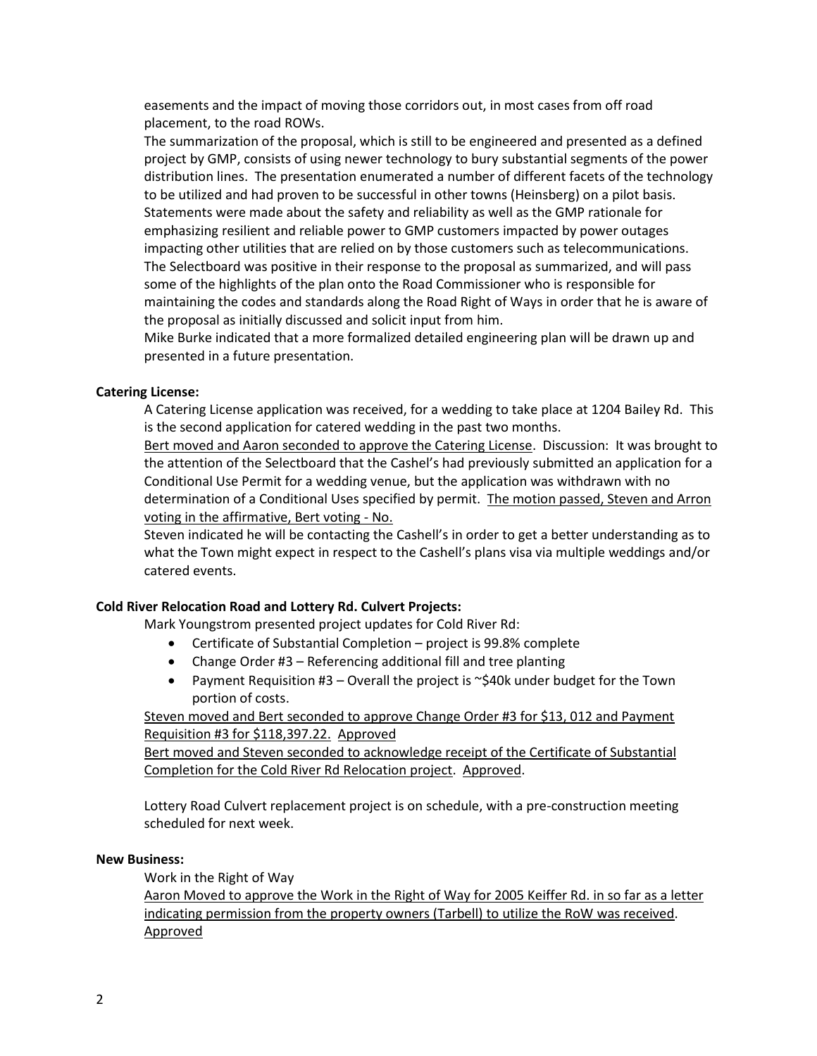easements and the impact of moving those corridors out, in most cases from off road placement, to the road ROWs.

The summarization of the proposal, which is still to be engineered and presented as a defined project by GMP, consists of using newer technology to bury substantial segments of the power distribution lines. The presentation enumerated a number of different facets of the technology to be utilized and had proven to be successful in other towns (Heinsberg) on a pilot basis. Statements were made about the safety and reliability as well as the GMP rationale for emphasizing resilient and reliable power to GMP customers impacted by power outages impacting other utilities that are relied on by those customers such as telecommunications. The Selectboard was positive in their response to the proposal as summarized, and will pass some of the highlights of the plan onto the Road Commissioner who is responsible for maintaining the codes and standards along the Road Right of Ways in order that he is aware of the proposal as initially discussed and solicit input from him.

Mike Burke indicated that a more formalized detailed engineering plan will be drawn up and presented in a future presentation.

**Catering License:**

A Catering License application was received, for a wedding to take place at 1204 Bailey Rd. This is the second application for catered wedding in the past two months.

<u>Bert moved and Aaron seconded to approve the Catering License</u>. Discussion: It was brought to the attention of the Selectboard that the Cashel's had previously submitted an application for a Conditional Use Permit for a wedding venue, but the application was withdrawn with no determination of a Conditional Uses specified by permit. <u>The motion passed, Steven and Arron voting in the affirmative, Bert voting - No.</u>

Steven indicated he will be contacting the Cashell's in order to get a better understanding as to what the Town might expect in respect to the Cashell's plans visa via multiple weddings and/or catered events.

**Cold River Relocation Road and Lottery Rd. Culvert Projects:**

Mark Youngstrom presented project updates for Cold River Rd:

- Certificate of Substantial Completion – project is 99.8% complete
- Change Order #3 – Referencing additional fill and tree planting
- Payment Requisition #3 – Overall the project is ~$40k under budget for the Town portion of costs.

<u>Steven moved and Bert seconded to approve Change Order #3 for $13, 012 and Payment Requisition #3 for $118,397.22. Approved</u>

<u>Bert moved and Steven seconded to acknowledge receipt of the Certificate of Substantial Completion for the Cold River Rd Relocation project</u>. <u>Approved</u>.

Lottery Road Culvert replacement project is on schedule, with a pre-construction meeting scheduled for next week.

**New Business:**

Work in the Right of Way

<u>Aaron Moved to approve the Work in the Right of Way for 2005 Keiffer Rd. in so far as a letter indicating permission from the property owners (Tarbell) to utilize the RoW was received</u>. <u>Approved</u>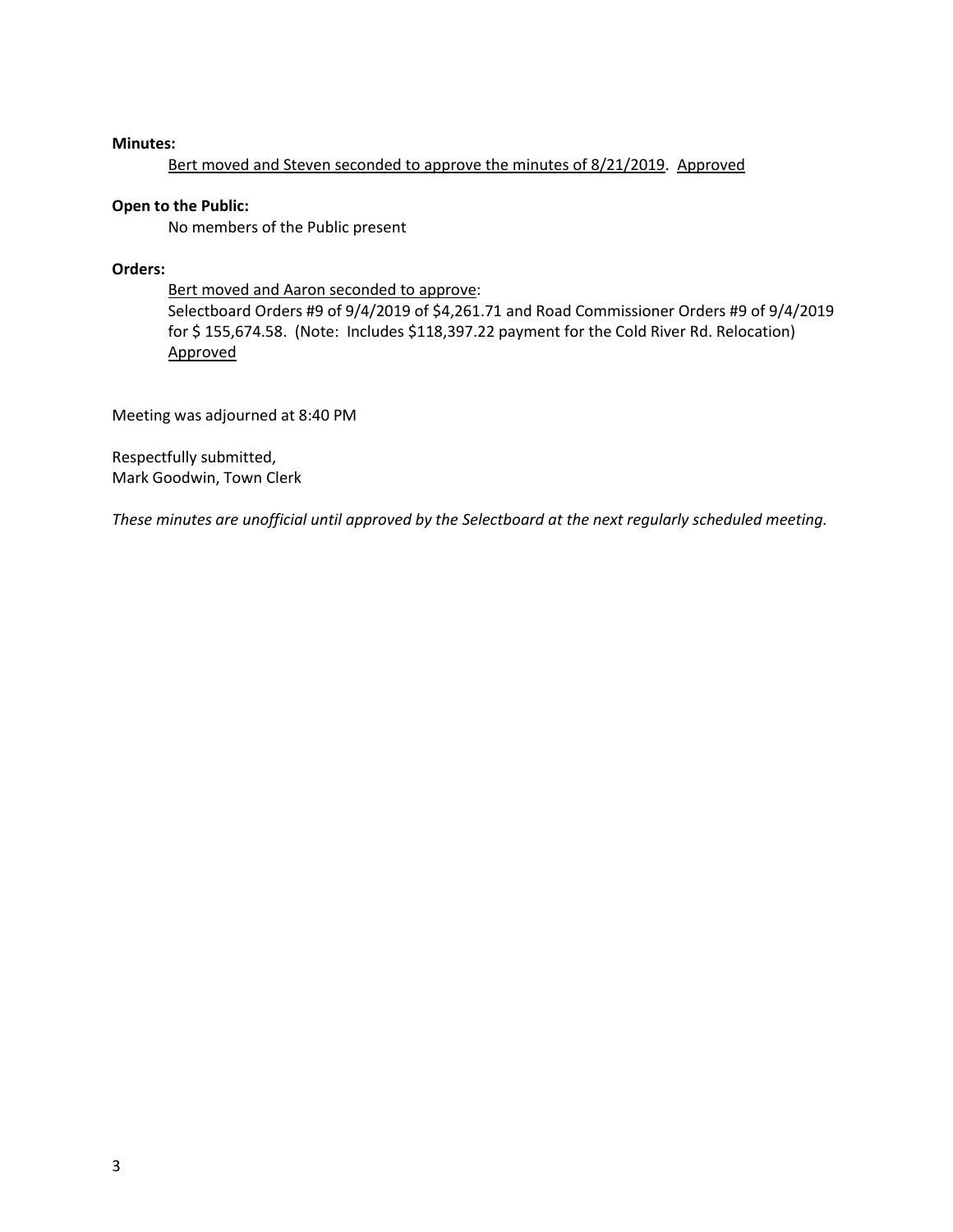**Minutes:**

<u>Bert moved and Steven seconded to approve the minutes of 8/21/2019</u>. <u>Approved</u>

**Open to the Public:**

No members of the Public present

**Orders:**

<u>Bert moved and Aaron seconded to approve</u>:
Selectboard Orders #9 of 9/4/2019 of $4,261.71 and Road Commissioner Orders #9 of 9/4/2019 for $ 155,674.58. (Note: Includes $118,397.22 payment for the Cold River Rd. Relocation)
<u>Approved</u>

Meeting was adjourned at 8:40 PM

Respectfully submitted,
Mark Goodwin, Town Clerk

*These minutes are unofficial until approved by the Selectboard at the next regularly scheduled meeting.*